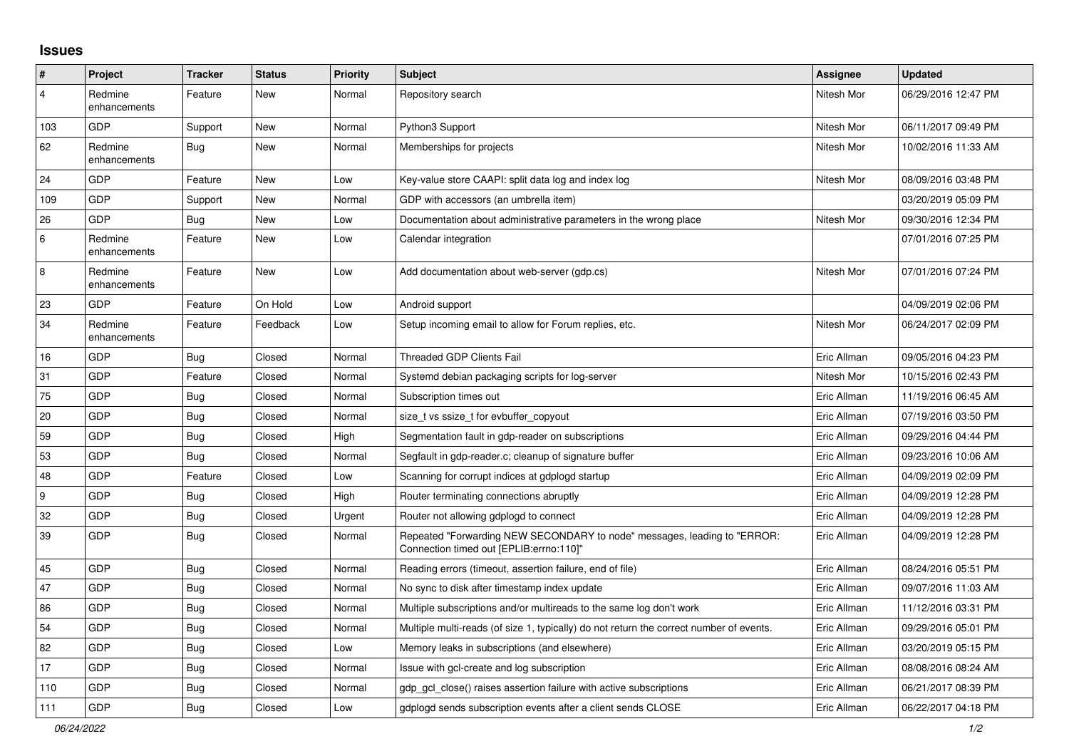## Issues

| # | Project | Tracker | Status | Priority | Subject | Assignee | Updated |
|---|---|---|---|---|---|---|---|
| 4 | Redmine enhancements | Feature | New | Normal | Repository search | Nitesh Mor | 06/29/2016 12:47 PM |
| 103 | GDP | Support | New | Normal | Python3 Support | Nitesh Mor | 06/11/2017 09:49 PM |
| 62 | Redmine enhancements | Bug | New | Normal | Memberships for projects | Nitesh Mor | 10/02/2016 11:33 AM |
| 24 | GDP | Feature | New | Low | Key-value store CAAPI: split data log and index log | Nitesh Mor | 08/09/2016 03:48 PM |
| 109 | GDP | Support | New | Normal | GDP with accessors (an umbrella item) | | 03/20/2019 05:09 PM |
| 26 | GDP | Bug | New | Low | Documentation about administrative parameters in the wrong place | Nitesh Mor | 09/30/2016 12:34 PM |
| 6 | Redmine enhancements | Feature | New | Low | Calendar integration | | 07/01/2016 07:25 PM |
| 8 | Redmine enhancements | Feature | New | Low | Add documentation about web-server (gdp.cs) | Nitesh Mor | 07/01/2016 07:24 PM |
| 23 | GDP | Feature | On Hold | Low | Android support | | 04/09/2019 02:06 PM |
| 34 | Redmine enhancements | Feature | Feedback | Low | Setup incoming email to allow for Forum replies, etc. | Nitesh Mor | 06/24/2017 02:09 PM |
| 16 | GDP | Bug | Closed | Normal | Threaded GDP Clients Fail | Eric Allman | 09/05/2016 04:23 PM |
| 31 | GDP | Feature | Closed | Normal | Systemd debian packaging scripts for log-server | Nitesh Mor | 10/15/2016 02:43 PM |
| 75 | GDP | Bug | Closed | Normal | Subscription times out | Eric Allman | 11/19/2016 06:45 AM |
| 20 | GDP | Bug | Closed | Normal | size_t vs ssize_t for evbuffer_copyout | Eric Allman | 07/19/2016 03:50 PM |
| 59 | GDP | Bug | Closed | High | Segmentation fault in gdp-reader on subscriptions | Eric Allman | 09/29/2016 04:44 PM |
| 53 | GDP | Bug | Closed | Normal | Segfault in gdp-reader.c; cleanup of signature buffer | Eric Allman | 09/23/2016 10:06 AM |
| 48 | GDP | Feature | Closed | Low | Scanning for corrupt indices at gdplogd startup | Eric Allman | 04/09/2019 02:09 PM |
| 9 | GDP | Bug | Closed | High | Router terminating connections abruptly | Eric Allman | 04/09/2019 12:28 PM |
| 32 | GDP | Bug | Closed | Urgent | Router not allowing gdplogd to connect | Eric Allman | 04/09/2019 12:28 PM |
| 39 | GDP | Bug | Closed | Normal | Repeated "Forwarding NEW SECONDARY to node" messages, leading to "ERROR: Connection timed out [EPLIB:errno:110]" | Eric Allman | 04/09/2019 12:28 PM |
| 45 | GDP | Bug | Closed | Normal | Reading errors (timeout, assertion failure, end of file) | Eric Allman | 08/24/2016 05:51 PM |
| 47 | GDP | Bug | Closed | Normal | No sync to disk after timestamp index update | Eric Allman | 09/07/2016 11:03 AM |
| 86 | GDP | Bug | Closed | Normal | Multiple subscriptions and/or multireads to the same log don't work | Eric Allman | 11/12/2016 03:31 PM |
| 54 | GDP | Bug | Closed | Normal | Multiple multi-reads (of size 1, typically) do not return the correct number of events. | Eric Allman | 09/29/2016 05:01 PM |
| 82 | GDP | Bug | Closed | Low | Memory leaks in subscriptions (and elsewhere) | Eric Allman | 03/20/2019 05:15 PM |
| 17 | GDP | Bug | Closed | Normal | Issue with gcl-create and log subscription | Eric Allman | 08/08/2016 08:24 AM |
| 110 | GDP | Bug | Closed | Normal | gdp_gcl_close() raises assertion failure with active subscriptions | Eric Allman | 06/21/2017 08:39 PM |
| 111 | GDP | Bug | Closed | Low | gdplogd sends subscription events after a client sends CLOSE | Eric Allman | 06/22/2017 04:18 PM |

*06/24/2022*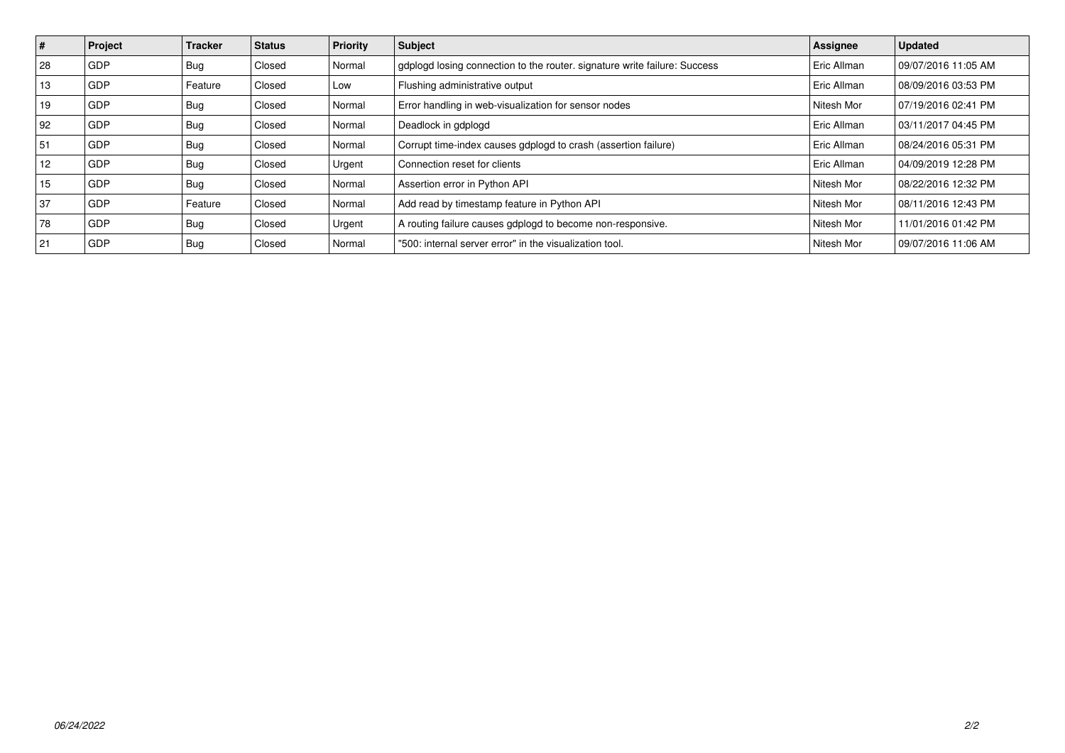| # | Project | Tracker | Status | Priority | Subject | Assignee | Updated |
|---|---|---|---|---|---|---|---|
| 28 | GDP | Bug | Closed | Normal | gdplogd losing connection to the router. signature write failure: Success | Eric Allman | 09/07/2016 11:05 AM |
| 13 | GDP | Feature | Closed | Low | Flushing administrative output | Eric Allman | 08/09/2016 03:53 PM |
| 19 | GDP | Bug | Closed | Normal | Error handling in web-visualization for sensor nodes | Nitesh Mor | 07/19/2016 02:41 PM |
| 92 | GDP | Bug | Closed | Normal | Deadlock in gdplogd | Eric Allman | 03/11/2017 04:45 PM |
| 51 | GDP | Bug | Closed | Normal | Corrupt time-index causes gdplogd to crash (assertion failure) | Eric Allman | 08/24/2016 05:31 PM |
| 12 | GDP | Bug | Closed | Urgent | Connection reset for clients | Eric Allman | 04/09/2019 12:28 PM |
| 15 | GDP | Bug | Closed | Normal | Assertion error in Python API | Nitesh Mor | 08/22/2016 12:32 PM |
| 37 | GDP | Feature | Closed | Normal | Add read by timestamp feature in Python API | Nitesh Mor | 08/11/2016 12:43 PM |
| 78 | GDP | Bug | Closed | Urgent | A routing failure causes gdplogd to become non-responsive. | Nitesh Mor | 11/01/2016 01:42 PM |
| 21 | GDP | Bug | Closed | Normal | "500: internal server error" in the visualization tool. | Nitesh Mor | 09/07/2016 11:06 AM |